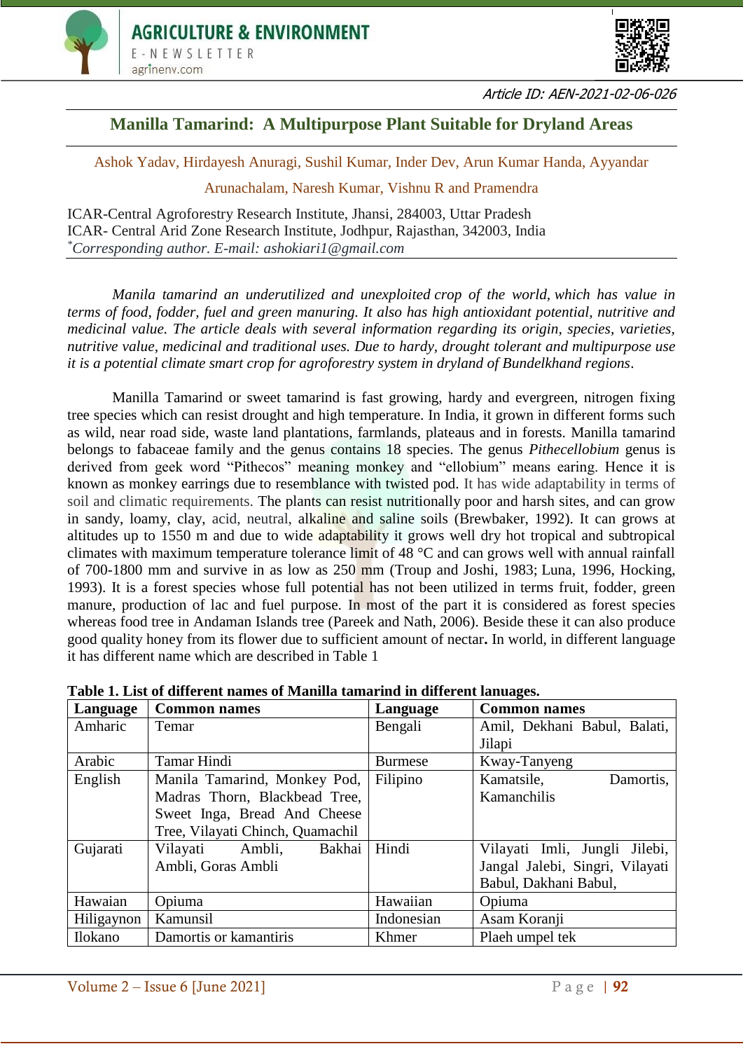Article ID: AEN-2021-02-06-026

# Manilla Tamarind: A Multipurpose Plant Suitable for Dryland Areas

Ashok Yadav, Hirdayesh Anuragi, Sushil Kumar, Inder Dev, Arun Kumar Handa, Ayyandar Arunachalam, Naresh Kumar, Vishnu R and Pramendra

ICAR-Central Agroforestry Research Institute, Jhansi, 284003, Uttar Pradesh
ICAR- Central Arid Zone Research Institute, Jodhpur, Rajasthan, 342003, India
*Corresponding author. E-mail: ashokiari1@gmail.com

*Manila tamarind an underutilized and unexploited crop of the world, which has value in terms of food, fodder, fuel and green manuring. It also has high antioxidant potential, nutritive and medicinal value. The article deals with several information regarding its origin, species, varieties, nutritive value, medicinal and traditional uses. Due to hardy, drought tolerant and multipurpose use it is a potential climate smart crop for agroforestry system in dryland of Bundelkhand regions.*

Manilla Tamarind or sweet tamarind is fast growing, hardy and evergreen, nitrogen fixing tree species which can resist drought and high temperature. In India, it grown in different forms such as wild, near road side, waste land plantations, farmlands, plateaus and in forests. Manilla tamarind belongs to fabaceae family and the genus contains 18 species. The genus *Pithecellobium* genus is derived from geek word "Pithecos" meaning monkey and "ellobium" means earing. Hence it is known as monkey earrings due to resemblance with twisted pod. It has wide adaptability in terms of soil and climatic requirements. The plants can resist nutritionally poor and harsh sites, and can grow in sandy, loamy, clay, acid, neutral, alkaline and saline soils (Brewbaker, 1992). It can grows at altitudes up to 1550 m and due to wide adaptability it grows well dry hot tropical and subtropical climates with maximum temperature tolerance limit of 48 °C and can grows well with annual rainfall of 700-1800 mm and survive in as low as 250 mm (Troup and Joshi, 1983; Luna, 1996, Hocking, 1993). It is a forest species whose full potential has not been utilized in terms fruit, fodder, green manure, production of lac and fuel purpose. In most of the part it is considered as forest species whereas food tree in Andaman Islands tree (Pareek and Nath, 2006). Beside these it can also produce good quality honey from its flower due to sufficient amount of nectar**.** In world, in different language it has different name which are described in Table 1

**Table 1. List of different names of Manilla tamarind in different lanuages.**

| Language | Common names | Language | Common names |
|---|---|---|---|
| Amharic | Temar | Bengali | Amil, Dekhani Babul, Balati, Jilapi |
| Arabic | Tamar Hindi | Burmese | Kway-Tanyeng |
| English | Manila Tamarind, Monkey Pod, Madras Thorn, Blackbead Tree, Sweet Inga, Bread And Cheese Tree, Vilayati Chinch, Quamachil | Filipino | Kamatsile, Damortis, Kamanchilis |
| Gujarati | Vilayati Ambli, Bakhai Ambli, Goras Ambli | Hindi | Vilayati Imli, Jungli Jilebi, Jangal Jalebi, Singri, Vilayati Babul, Dakhani Babul, |
| Hawaian | Opiuma | Hawaiian | Opiuma |
| Hiligaynon | Kamunsil | Indonesian | Asam Koranji |
| Ilokano | Damortis or kamantiris | Khmer | Plaeh umpel tek |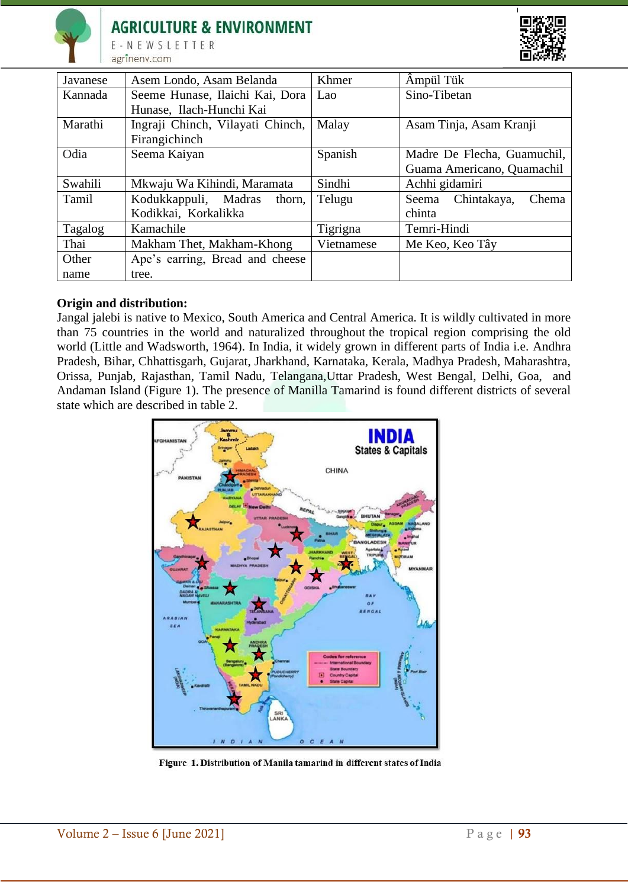| Javanese | Asem Londo, Asam Belanda | Khmer | Âmpül Tük |
|---|---|---|---|
| Kannada | Seeme Hunase, Ilaichi Kai, Dora Hunase, Ilach-Hunchi Kai | Lao | Sino-Tibetan |
| Marathi | Ingraji Chinch, Vilayati Chinch, Firangichinch | Malay | Asam Tinja, Asam Kranji |
| Odia | Seema Kaiyan | Spanish | Madre De Flecha, Guamuchil, Guama Americano, Quamachil |
| Swahili | Mkwaju Wa Kihindi, Maramata | Sindhi | Achhi gidamiri |
| Tamil | Kodukkappuli, Madras thorn, Kodikkai, Korkalikka | Telugu | Seema Chintakaya, Chema chinta |
| Tagalog | Kamachile | Tigrigna | Temri-Hindi |
| Thai | Makham Thet, Makham-Khong | Vietnamese | Me Keo, Keo Tây |
| Other name | Ape's earring, Bread and cheese tree. | | |

**Origin and distribution:**

Jangal jalebi is native to Mexico, South America and Central America. It is wildly cultivated in more than 75 countries in the world and naturalized throughout the tropical region comprising the old world (Little and Wadsworth, 1964). In India, it widely grown in different parts of India i.e. Andhra Pradesh, Bihar, Chhattisgarh, Gujarat, Jharkhand, Karnataka, Kerala, Madhya Pradesh, Maharashtra, Orissa, Punjab, Rajasthan, Tamil Nadu, Telangana,Uttar Pradesh, West Bengal, Delhi, Goa, and Andaman Island (Figure 1). The presence of Manilla Tamarind is found different districts of several state which are described in table 2.

**Figure 1. Distribution of Manila tamarind in different states of India**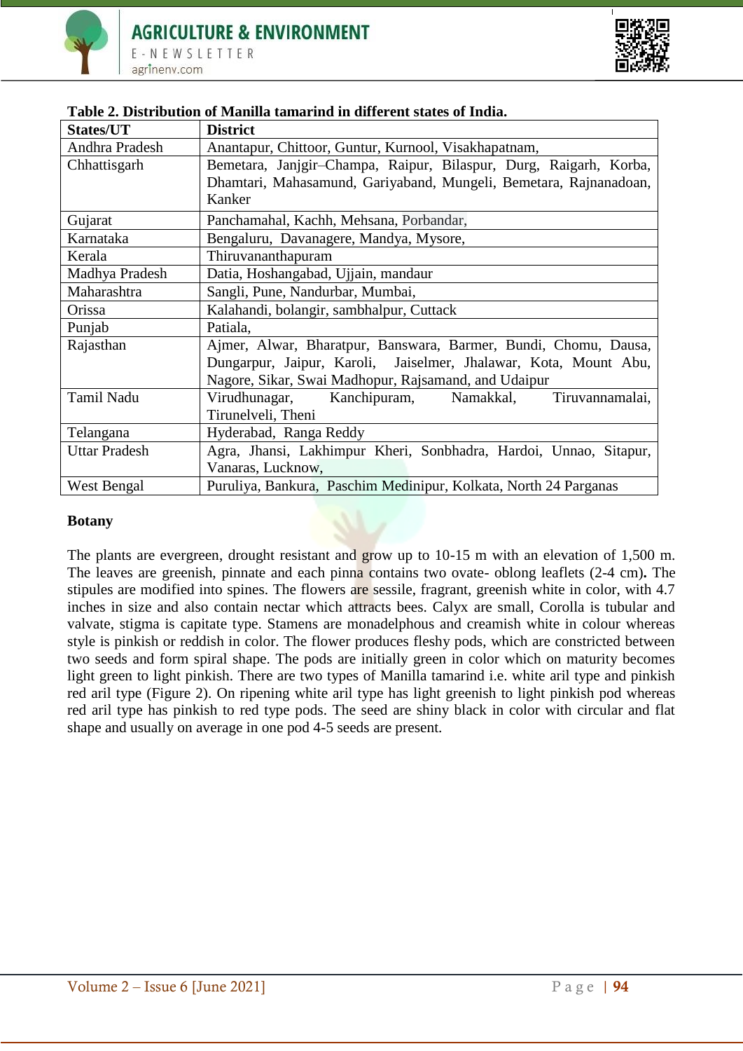**Table 2. Distribution of Manilla tamarind in different states of India.**

| States/UT | District |
|---|---|
| Andhra Pradesh | Anantapur, Chittoor, Guntur, Kurnool, Visakhapatnam, |
| Chhattisgarh | Bemetara, Janjgir–Champa, Raipur, Bilaspur, Durg, Raigarh, Korba, Dhamtari, Mahasamund, Gariyaband, Mungeli, Bemetara, Rajnanadoan, Kanker |
| Gujarat | Panchamahal, Kachh, Mehsana, Porbandar, |
| Karnataka | Bengaluru, Davanagere, Mandya, Mysore, |
| Kerala | Thiruvananthapuram |
| Madhya Pradesh | Datia, Hoshangabad, Ujjain, mandaur |
| Maharashtra | Sangli, Pune, Nandurbar, Mumbai, |
| Orissa | Kalahandi, bolangir, sambhalpur, Cuttack |
| Punjab | Patiala, |
| Rajasthan | Ajmer, Alwar, Bharatpur, Banswara, Barmer, Bundi, Chomu, Dausa, Dungarpur, Jaipur, Karoli, Jaiselmer, Jhalawar, Kota, Mount Abu, Nagore, Sikar, Swai Madhopur, Rajsamand, and Udaipur |
| Tamil Nadu | Virudhunagar, Kanchipuram, Namakkal, Tiruvannamalai, Tirunelveli, Theni |
| Telangana | Hyderabad, Ranga Reddy |
| Uttar Pradesh | Agra, Jhansi, Lakhimpur Kheri, Sonbhadra, Hardoi, Unnao, Sitapur, Vanaras, Lucknow, |
| West Bengal | Puruliya, Bankura, Paschim Medinipur, Kolkata, North 24 Parganas |

## Botany

The plants are evergreen, drought resistant and grow up to 10-15 m with an elevation of 1,500 m. The leaves are greenish, pinnate and each pinna contains two ovate- oblong leaflets (2-4 cm). The stipules are modified into spines. The flowers are sessile, fragrant, greenish white in color, with 4.7 inches in size and also contain nectar which attracts bees. Calyx are small, Corolla is tubular and valvate, stigma is capitate type. Stamens are monadelphous and creamish white in colour whereas style is pinkish or reddish in color. The flower produces fleshy pods, which are constricted between two seeds and form spiral shape. The pods are initially green in color which on maturity becomes light green to light pinkish. There are two types of Manilla tamarind i.e. white aril type and pinkish red aril type (Figure 2). On ripening white aril type has light greenish to light pinkish pod whereas red aril type has pinkish to red type pods. The seed are shiny black in color with circular and flat shape and usually on average in one pod 4-5 seeds are present.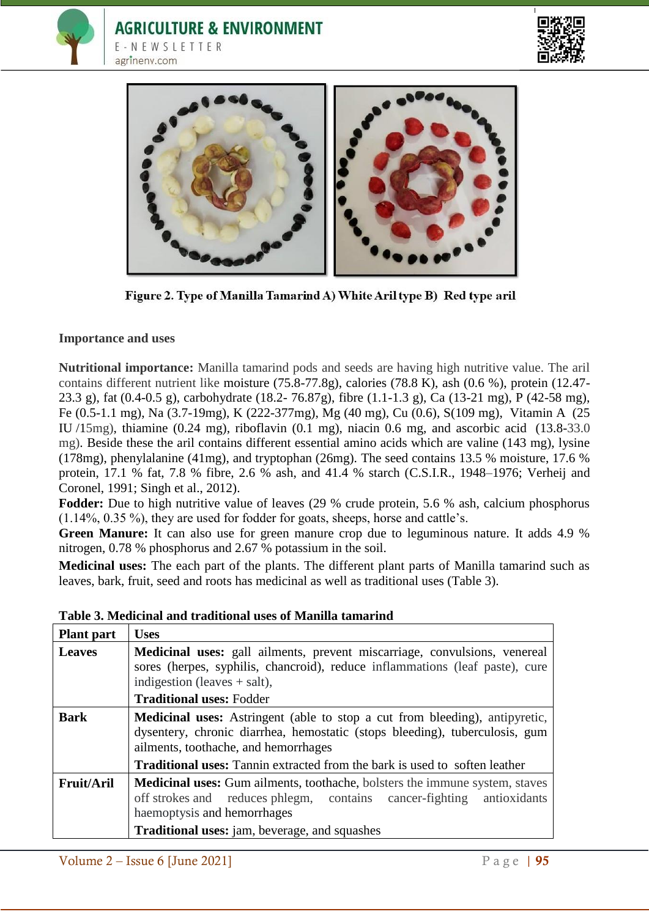Figure 2. Type of Manilla Tamarind A) White Aril type B) Red type aril

## Importance and uses

**Nutritional importance:** Manilla tamarind pods and seeds are having high nutritive value. The aril contains different nutrient like moisture (75.8-77.8g), calories (78.8 K), ash (0.6 %), protein (12.47-23.3 g), fat (0.4-0.5 g), carbohydrate (18.2- 76.87g), fibre (1.1-1.3 g), Ca (13-21 mg), P (42-58 mg), Fe (0.5-1.1 mg), Na (3.7-19mg), K (222-377mg), Mg (40 mg), Cu (0.6), S(109 mg), Vitamin A (25 IU /15mg), thiamine (0.24 mg), riboflavin (0.1 mg), niacin 0.6 mg, and ascorbic acid (13.8-33.0 mg). Beside these the aril contains different essential amino acids which are valine (143 mg), lysine (178mg), phenylalanine (41mg), and tryptophan (26mg). The seed contains 13.5 % moisture, 17.6 % protein, 17.1 % fat, 7.8 % fibre, 2.6 % ash, and 41.4 % starch (C.S.I.R., 1948–1976; Verheij and Coronel, 1991; Singh et al., 2012).

**Fodder:** Due to high nutritive value of leaves (29 % crude protein, 5.6 % ash, calcium phosphorus (1.14%, 0.35 %), they are used for fodder for goats, sheeps, horse and cattle's.

**Green Manure:** It can also use for green manure crop due to leguminous nature. It adds 4.9 % nitrogen, 0.78 % phosphorus and 2.67 % potassium in the soil.

**Medicinal uses:** The each part of the plants. The different plant parts of Manilla tamarind such as leaves, bark, fruit, seed and roots has medicinal as well as traditional uses (Table 3).

**Table 3. Medicinal and traditional uses of Manilla tamarind**

| Plant part | Uses |
|---|---|
| **Leaves** | **Medicinal uses:** gall ailments, prevent miscarriage, convulsions, venereal sores (herpes, syphilis, chancroid), reduce inflammations (leaf paste), cure indigestion (leaves + salt),<br>**Traditional uses:** Fodder |
| **Bark** | **Medicinal uses:** Astringent (able to stop a cut from bleeding), antipyretic, dysentery, chronic diarrhea, hemostatic (stops bleeding), tuberculosis, gum ailments, toothache, and hemorrhages<br>**Traditional uses:** Tannin extracted from the bark is used to soften leather |
| **Fruit/Aril** | **Medicinal uses:** Gum ailments, toothache, bolsters the immune system, staves off strokes and reduces phlegm, contains cancer-fighting antioxidants haemoptysis and hemorrhages<br>**Traditional uses:** jam, beverage, and squashes |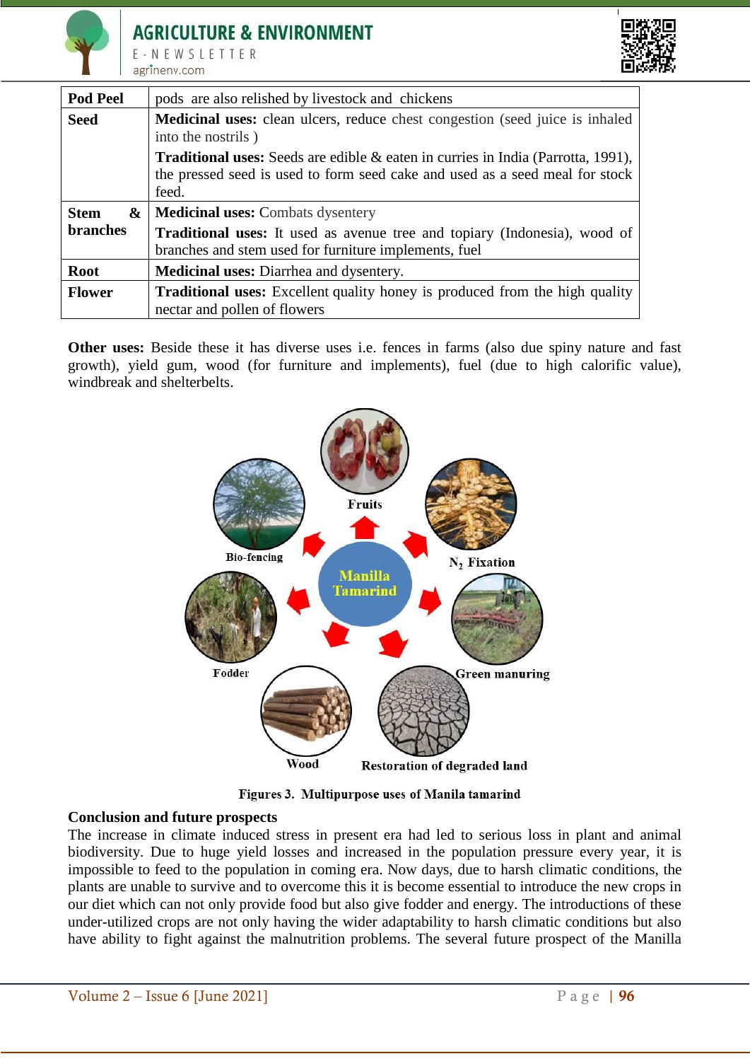| Pod Peel | pods are also relished by livestock and chickens |
|---|---|
| **Seed** | **Medicinal uses:** clean ulcers, reduce chest congestion (seed juice is inhaled into the nostrils ) **Traditional uses:** Seeds are edible & eaten in curries in India (Parrotta, 1991), the pressed seed is used to form seed cake and used as a seed meal for stock feed. |
| **Stem & branches** | **Medicinal uses:** Combats dysentery **Traditional uses:** It used as avenue tree and topiary (Indonesia), wood of branches and stem used for furniture implements, fuel |
| **Root** | **Medicinal uses:** Diarrhea and dysentery. |
| **Flower** | **Traditional uses:** Excellent quality honey is produced from the high quality nectar and pollen of flowers |

**Other uses:** Beside these it has diverse uses i.e. fences in farms (also due spiny nature and fast growth), yield gum, wood (for furniture and implements), fuel (due to high calorific value), windbreak and shelterbelts.

Figures 3. Multipurpose uses of Manila tamarind

## Conclusion and future prospects

The increase in climate induced stress in present era had led to serious loss in plant and animal biodiversity. Due to huge yield losses and increased in the population pressure every year, it is impossible to feed to the population in coming era. Now days, due to harsh climatic conditions, the plants are unable to survive and to overcome this it is become essential to introduce the new crops in our diet which can not only provide food but also give fodder and energy. The introductions of these under-utilized crops are not only having the wider adaptability to harsh climatic conditions but also have ability to fight against the malnutrition problems. The several future prospect of the Manilla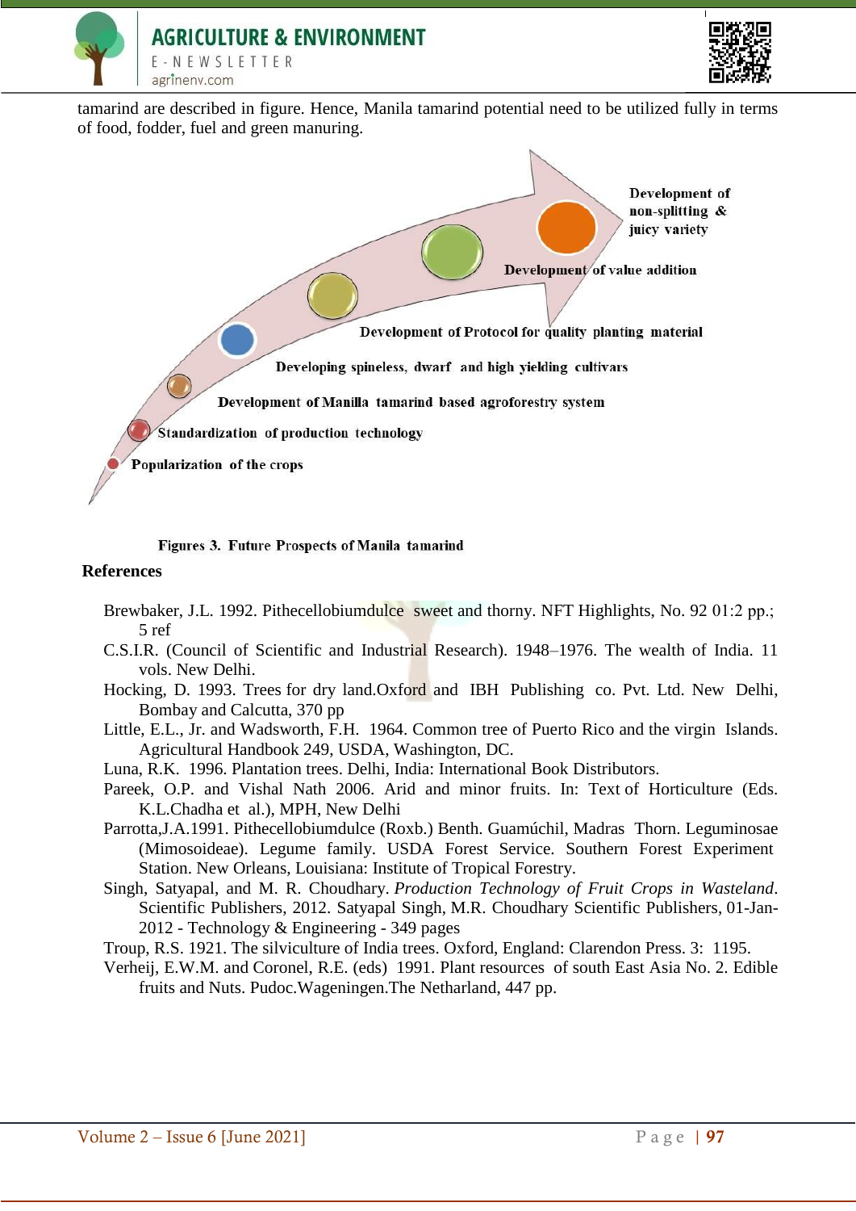tamarind are described in figure. Hence, Manila tamarind potential need to be utilized fully in terms of food, fodder, fuel and green manuring.

Development of non-splitting & juicy variety

Development of value addition

Development of Protocol for quality planting material

Developing spineless, dwarf and high yielding cultivars

Development of Manilla tamarind based agroforestry system

Standardization of production technology

Popularization of the crops

Figures 3. Future Prospects of Manila tamarind

## References

Brewbaker, J.L. 1992. Pithecellobiumdulce sweet and thorny. NFT Highlights, No. 92 01:2 pp.; 5 ref

C.S.I.R. (Council of Scientific and Industrial Research). 1948–1976. The wealth of India. 11 vols. New Delhi.

Hocking, D. 1993. Trees for dry land.Oxford and IBH Publishing co. Pvt. Ltd. New Delhi, Bombay and Calcutta, 370 pp

Little, E.L., Jr. and Wadsworth, F.H. 1964. Common tree of Puerto Rico and the virgin Islands. Agricultural Handbook 249, USDA, Washington, DC.

Luna, R.K. 1996. Plantation trees. Delhi, India: International Book Distributors.

Pareek, O.P. and Vishal Nath 2006. Arid and minor fruits. In: Text of Horticulture (Eds. K.L.Chadha et al.), MPH, New Delhi

Parrotta,J.A.1991. Pithecellobiumdulce (Roxb.) Benth. Guamúchil, Madras Thorn. Leguminosae (Mimosoideae). Legume family. USDA Forest Service. Southern Forest Experiment Station. New Orleans, Louisiana: Institute of Tropical Forestry.

Singh, Satyapal, and M. R. Choudhary. *Production Technology of Fruit Crops in Wasteland*. Scientific Publishers, 2012. Satyapal Singh, M.R. Choudhary Scientific Publishers, 01-Jan-2012 - Technology & Engineering - 349 pages

Troup, R.S. 1921. The silviculture of India trees. Oxford, England: Clarendon Press. 3: 1195.

Verheij, E.W.M. and Coronel, R.E. (eds) 1991. Plant resources of south East Asia No. 2. Edible fruits and Nuts. Pudoc.Wageningen.The Netharland, 447 pp.